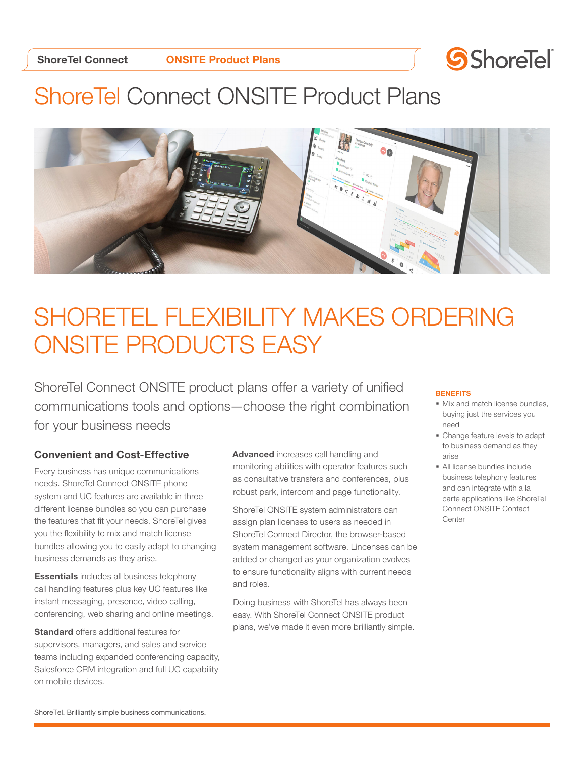# ShoreTel Connect ONSITE Product Plans

## SHORETEL FLEXIBILITY MAKES ORDERING ONSITE PRODUCTS EASY

ShoreTel Connect ONSITE product plans offer a variety of unified communications tools and options—choose the right combination for your business needs

### Convenient and Cost-Effective

Every business has unique communications needs. ShoreTel Connect ONSITE phone system and UC features are available in three different license bundles so you can purchase the features that fit your needs. ShoreTel gives you the flexibility to mix and match license bundles allowing you to easily adapt to changing business demands as they arise.

**Essentials** includes all business telephony call handling features plus key UC features like instant messaging, presence, video calling, conferencing, web sharing and online meetings.

**Standard** offers additional features for supervisors, managers, and sales and service teams including expanded conferencing capacity, Salesforce CRM integration and full UC capability on mobile devices.

**Advanced** increases call handling and monitoring abilities with operator features such as consultative transfers and conferences, plus robust park, intercom and page functionality.

ShoreTel ONSITE system administrators can assign plan licenses to users as needed in ShoreTel Connect Director, the browser-based system management software. Lincenses can be added or changed as your organization evolves to ensure functionality aligns with current needs and roles.

Doing business with ShoreTel has always been easy. With ShoreTel Connect ONSITE product plans, we've made it even more brilliantly simple.

**BENEFITS**

- Mix and match license bundles, buying just the services you need
- Change feature levels to adapt to business demand as they arise
- All license bundles include business telephony features and can integrate with a la carte applications like ShoreTel Connect ONSITE Contact Center

ShoreTel. Brilliantly simple business communications.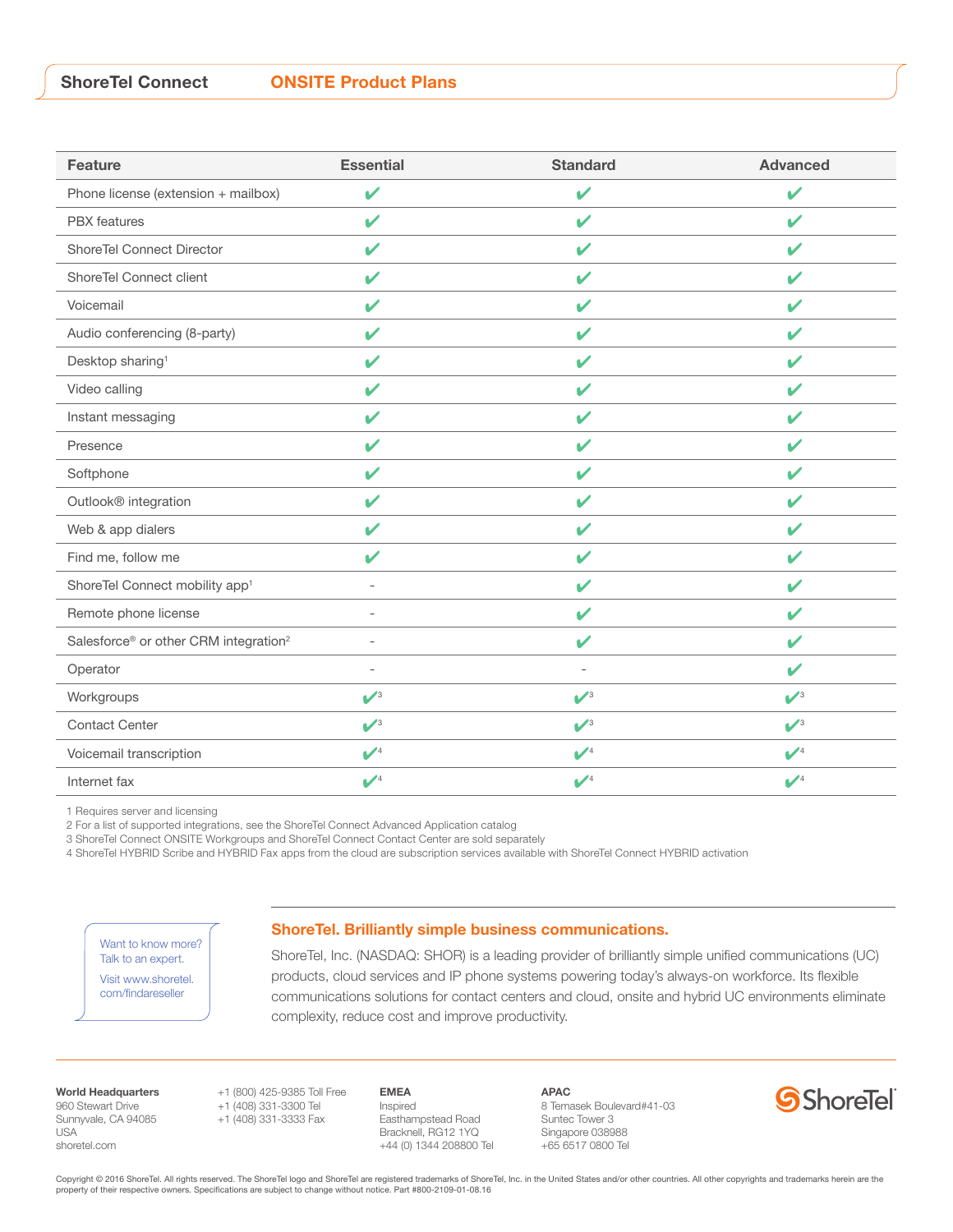## ShoreTel Connect ONSITE Product Plans

| Feature | Essential | Standard | Advanced |
|---|---|---|---|
| Phone license (extension + mailbox) | ✔ | ✔ | ✔ |
| PBX features | ✔ | ✔ | ✔ |
| ShoreTel Connect Director | ✔ | ✔ | ✔ |
| ShoreTel Connect client | ✔ | ✔ | ✔ |
| Voicemail | ✔ | ✔ | ✔ |
| Audio conferencing (8-party) | ✔ | ✔ | ✔ |
| Desktop sharing[1] | ✔ | ✔ | ✔ |
| Video calling | ✔ | ✔ | ✔ |
| Instant messaging | ✔ | ✔ | ✔ |
| Presence | ✔ | ✔ | ✔ |
| Softphone | ✔ | ✔ | ✔ |
| Outlook® integration | ✔ | ✔ | ✔ |
| Web & app dialers | ✔ | ✔ | ✔ |
| Find me, follow me | ✔ | ✔ | ✔ |
| ShoreTel Connect mobility app[1] | - | ✔ | ✔ |
| Remote phone license | - | ✔ | ✔ |
| Salesforce® or other CRM integration[2] | - | ✔ | ✔ |
| Operator | - | - | ✔ |
| Workgroups | ✔[3] | ✔[3] | ✔[3] |
| Contact Center | ✔[3] | ✔[3] | ✔[3] |
| Voicemail transcription | ✔[4] | ✔[4] | ✔[4] |
| Internet fax | ✔[4] | ✔[4] | ✔[4] |

1 Requires server and licensing
2 For a list of supported integrations, see the ShoreTel Connect Advanced Application catalog
3 ShoreTel Connect ONSITE Workgroups and ShoreTel Connect Contact Center are sold separately
4 ShoreTel HYBRID Scribe and HYBRID Fax apps from the cloud are subscription services available with ShoreTel Connect HYBRID activation

Want to know more? Talk to an expert.
Visit www.shoretel.com/findareseller

### ShoreTel. Brilliantly simple business communications.

ShoreTel, Inc. (NASDAQ: SHOR) is a leading provider of brilliantly simple unified communications (UC) products, cloud services and IP phone systems powering today's always-on workforce. Its flexible communications solutions for contact centers and cloud, onsite and hybrid UC environments eliminate complexity, reduce cost and improve productivity.

**World Headquarters**
960 Stewart Drive
Sunnyvale, CA 94085
USA
shoretel.com

+1 (800) 425-9385 Toll Free
+1 (408) 331-3300 Tel
+1 (408) 331-3333 Fax

**EMEA**
Inspired
Easthampstead Road
Bracknell, RG12 1YQ
+44 (0) 1344 208800 Tel

**APAC**
8 Temasek Boulevard#41-03
Suntec Tower 3
Singapore 038988
+65 6517 0800 Tel

ShoreTel®

Copyright © 2016 ShoreTel. All rights reserved. The ShoreTel logo and ShoreTel are registered trademarks of ShoreTel, Inc. in the United States and/or other countries. All other copyrights and trademarks herein are the property of their respective owners. Specifications are subject to change without notice. Part #800-2109-01-08.16